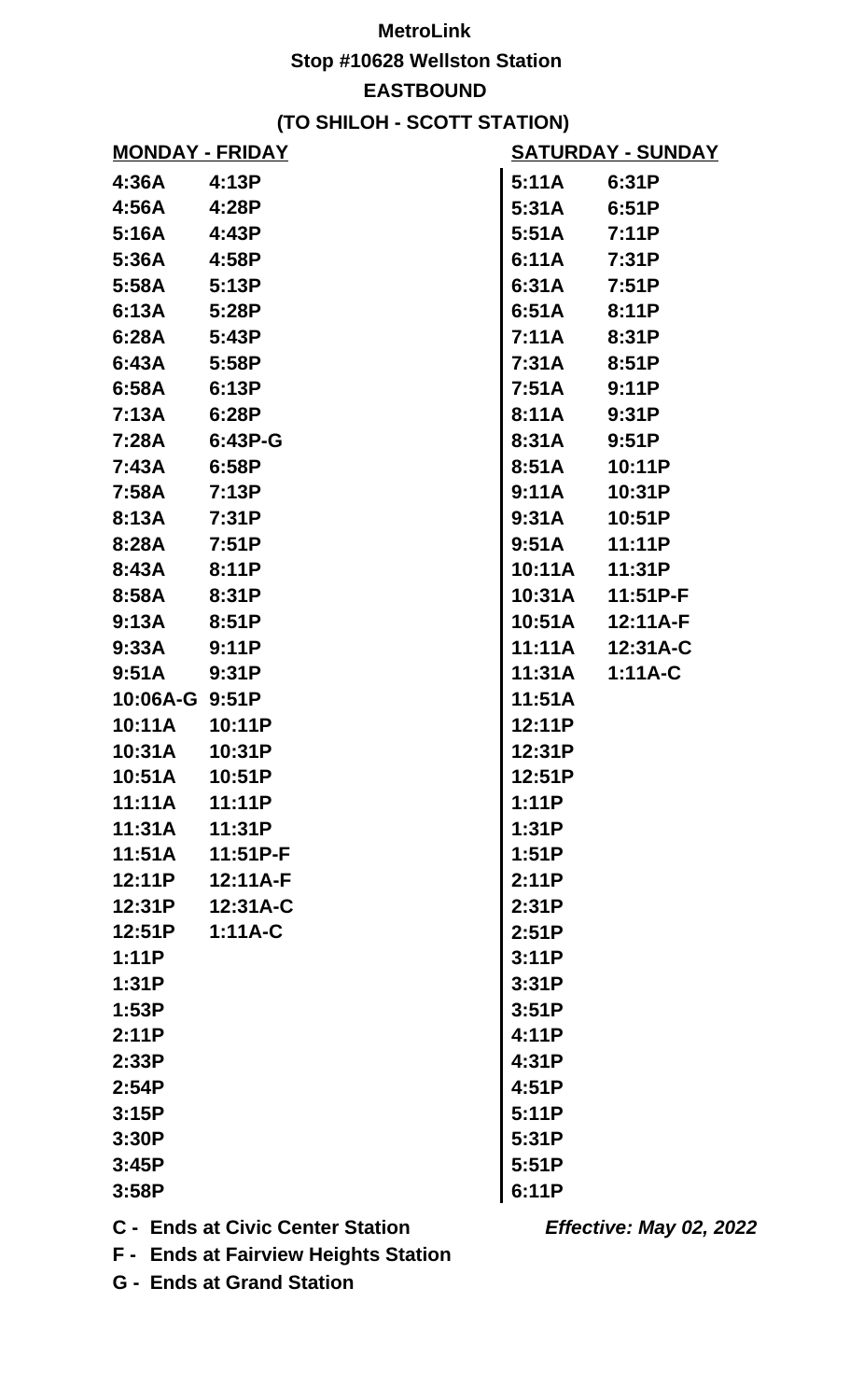# MetroLink

## Stop #10628 Wellston Station

## EASTBOUND

## (TO SHILOH - SCOTT STATION)

### MONDAY - FRIDAY

| | |
|---|---|
| 4:36A | 4:13P |
| 4:56A | 4:28P |
| 5:16A | 4:43P |
| 5:36A | 4:58P |
| 5:58A | 5:13P |
| 6:13A | 5:28P |
| 6:28A | 5:43P |
| 6:43A | 5:58P |
| 6:58A | 6:13P |
| 7:13A | 6:28P |
| 7:28A | 6:43P-G |
| 7:43A | 6:58P |
| 7:58A | 7:13P |
| 8:13A | 7:31P |
| 8:28A | 7:51P |
| 8:43A | 8:11P |
| 8:58A | 8:31P |
| 9:13A | 8:51P |
| 9:33A | 9:11P |
| 9:51A | 9:31P |
| 10:06A-G | 9:51P |
| 10:11A | 10:11P |
| 10:31A | 10:31P |
| 10:51A | 10:51P |
| 11:11A | 11:11P |
| 11:31A | 11:31P |
| 11:51A | 11:51P-F |
| 12:11P | 12:11A-F |
| 12:31P | 12:31A-C |
| 12:51P | 1:11A-C |
| 1:11P | |
| 1:31P | |
| 1:53P | |
| 2:11P | |
| 2:33P | |
| 2:54P | |
| 3:15P | |
| 3:30P | |
| 3:45P | |
| 3:58P | |

### SATURDAY - SUNDAY

| | |
|---|---|
| 5:11A | 6:31P |
| 5:31A | 6:51P |
| 5:51A | 7:11P |
| 6:11A | 7:31P |
| 6:31A | 7:51P |
| 6:51A | 8:11P |
| 7:11A | 8:31P |
| 7:31A | 8:51P |
| 7:51A | 9:11P |
| 8:11A | 9:31P |
| 8:31A | 9:51P |
| 8:51A | 10:11P |
| 9:11A | 10:31P |
| 9:31A | 10:51P |
| 9:51A | 11:11P |
| 10:11A | 11:31P |
| 10:31A | 11:51P-F |
| 10:51A | 12:11A-F |
| 11:11A | 12:31A-C |
| 11:31A | 1:11A-C |
| 11:51A | |
| 12:11P | |
| 12:31P | |
| 12:51P | |
| 1:11P | |
| 1:31P | |
| 1:51P | |
| 2:11P | |
| 2:31P | |
| 2:51P | |
| 3:11P | |
| 3:31P | |
| 3:51P | |
| 4:11P | |
| 4:31P | |
| 4:51P | |
| 5:11P | |
| 5:31P | |
| 5:51P | |
| 6:11P | |

**C - Ends at Civic Center Station**

**F - Ends at Fairview Heights Station**

**G - Ends at Grand Station**

***Effective: May 02, 2022***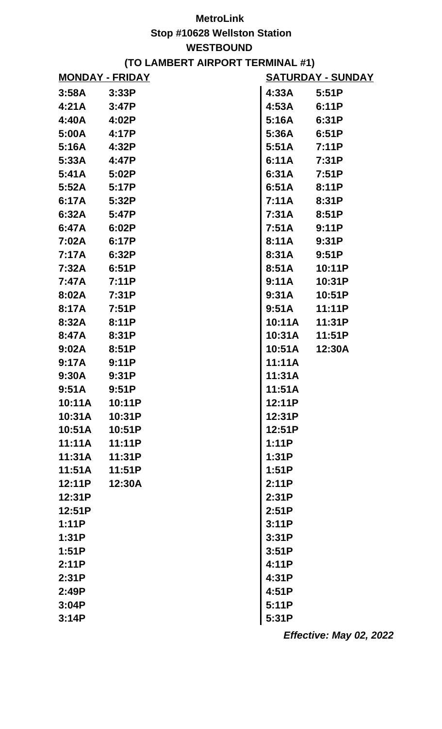# MetroLink

## Stop #10628 Wellston Station

## WESTBOUND

## (TO LAMBERT AIRPORT TERMINAL #1)

| MONDAY - FRIDAY | | SATURDAY - SUNDAY | |
|---|---|---|---|
| 3:58A | 3:33P | 4:33A | 5:51P |
| 4:21A | 3:47P | 4:53A | 6:11P |
| 4:40A | 4:02P | 5:16A | 6:31P |
| 5:00A | 4:17P | 5:36A | 6:51P |
| 5:16A | 4:32P | 5:51A | 7:11P |
| 5:33A | 4:47P | 6:11A | 7:31P |
| 5:41A | 5:02P | 6:31A | 7:51P |
| 5:52A | 5:17P | 6:51A | 8:11P |
| 6:17A | 5:32P | 7:11A | 8:31P |
| 6:32A | 5:47P | 7:31A | 8:51P |
| 6:47A | 6:02P | 7:51A | 9:11P |
| 7:02A | 6:17P | 8:11A | 9:31P |
| 7:17A | 6:32P | 8:31A | 9:51P |
| 7:32A | 6:51P | 8:51A | 10:11P |
| 7:47A | 7:11P | 9:11A | 10:31P |
| 8:02A | 7:31P | 9:31A | 10:51P |
| 8:17A | 7:51P | 9:51A | 11:11P |
| 8:32A | 8:11P | 10:11A | 11:31P |
| 8:47A | 8:31P | 10:31A | 11:51P |
| 9:02A | 8:51P | 10:51A | 12:30A |
| 9:17A | 9:11P | 11:11A | |
| 9:30A | 9:31P | 11:31A | |
| 9:51A | 9:51P | 11:51A | |
| 10:11A | 10:11P | 12:11P | |
| 10:31A | 10:31P | 12:31P | |
| 10:51A | 10:51P | 12:51P | |
| 11:11A | 11:11P | 1:11P | |
| 11:31A | 11:31P | 1:31P | |
| 11:51A | 11:51P | 1:51P | |
| 12:11P | 12:30A | 2:11P | |
| 12:31P | | 2:31P | |
| 12:51P | | 2:51P | |
| 1:11P | | 3:11P | |
| 1:31P | | 3:31P | |
| 1:51P | | 3:51P | |
| 2:11P | | 4:11P | |
| 2:31P | | 4:31P | |
| 2:49P | | 4:51P | |
| 3:04P | | 5:11P | |
| 3:14P | | 5:31P | |

***Effective: May 02, 2022***